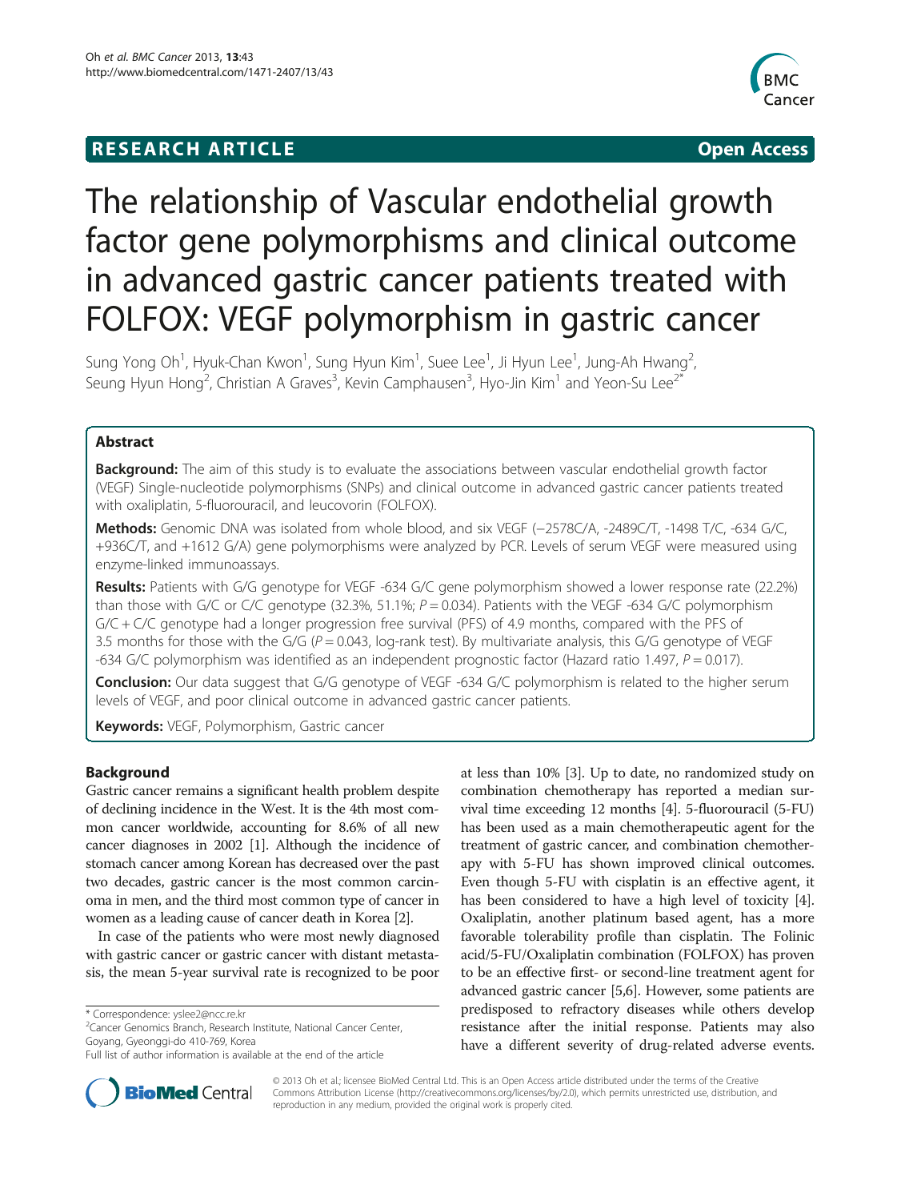**RESEARCH ARTICLE** **Open Access**

# The relationship of Vascular endothelial growth factor gene polymorphisms and clinical outcome in advanced gastric cancer patients treated with FOLFOX: VEGF polymorphism in gastric cancer

Sung Yong Oh[1], Hyuk-Chan Kwon[1], Sung Hyun Kim[1], Suee Lee[1], Ji Hyun Lee[1], Jung-Ah Hwang[2], Seung Hyun Hong[2], Christian A Graves[3], Kevin Camphausen[3], Hyo-Jin Kim[1] and Yeon-Su Lee[2*]

## Abstract

**Background:** The aim of this study is to evaluate the associations between vascular endothelial growth factor (VEGF) Single-nucleotide polymorphisms (SNPs) and clinical outcome in advanced gastric cancer patients treated with oxaliplatin, 5-fluorouracil, and leucovorin (FOLFOX).

**Methods:** Genomic DNA was isolated from whole blood, and six VEGF (−2578C/A, -2489C/T, -1498 T/C, -634 G/C, +936C/T, and +1612 G/A) gene polymorphisms were analyzed by PCR. Levels of serum VEGF were measured using enzyme-linked immunoassays.

**Results:** Patients with G/G genotype for VEGF -634 G/C gene polymorphism showed a lower response rate (22.2%) than those with G/C or C/C genotype (32.3%, 51.1%; $P = 0.034$). Patients with the VEGF -634 G/C polymorphism G/C + C/C genotype had a longer progression free survival (PFS) of 4.9 months, compared with the PFS of 3.5 months for those with the G/G ($P = 0.043$, log-rank test). By multivariate analysis, this G/G genotype of VEGF -634 G/C polymorphism was identified as an independent prognostic factor (Hazard ratio 1.497, $P = 0.017$).

**Conclusion:** Our data suggest that G/G genotype of VEGF -634 G/C polymorphism is related to the higher serum levels of VEGF, and poor clinical outcome in advanced gastric cancer patients.

**Keywords:** VEGF, Polymorphism, Gastric cancer

## Background

Gastric cancer remains a significant health problem despite of declining incidence in the West. It is the 4th most common cancer worldwide, accounting for 8.6% of all new cancer diagnoses in 2002 [1]. Although the incidence of stomach cancer among Korean has decreased over the past two decades, gastric cancer is the most common carcinoma in men, and the third most common type of cancer in women as a leading cause of cancer death in Korea [2].

In case of the patients who were most newly diagnosed with gastric cancer or gastric cancer with distant metastasis, the mean 5-year survival rate is recognized to be poor at less than 10% [3]. Up to date, no randomized study on combination chemotherapy has reported a median survival time exceeding 12 months [4]. 5-fluorouracil (5-FU) has been used as a main chemotherapeutic agent for the treatment of gastric cancer, and combination chemotherapy with 5-FU has shown improved clinical outcomes. Even though 5-FU with cisplatin is an effective agent, it has been considered to have a high level of toxicity [4]. Oxaliplatin, another platinum based agent, has a more favorable tolerability profile than cisplatin. The Folinic acid/5-FU/Oxaliplatin combination (FOLFOX) has proven to be an effective first- or second-line treatment agent for advanced gastric cancer [5,6]. However, some patients are predisposed to refractory diseases while others develop resistance after the initial response. Patients may also have a different severity of drug-related adverse events.

\* Correspondence: yslee2@ncc.re.kr
[2]Cancer Genomics Branch, Research Institute, National Cancer Center, Goyang, Gyeonggi-do 410-769, Korea
Full list of author information is available at the end of the article

© 2013 Oh et al.; licensee BioMed Central Ltd. This is an Open Access article distributed under the terms of the Creative Commons Attribution License (http://creativecommons.org/licenses/by/2.0), which permits unrestricted use, distribution, and reproduction in any medium, provided the original work is properly cited.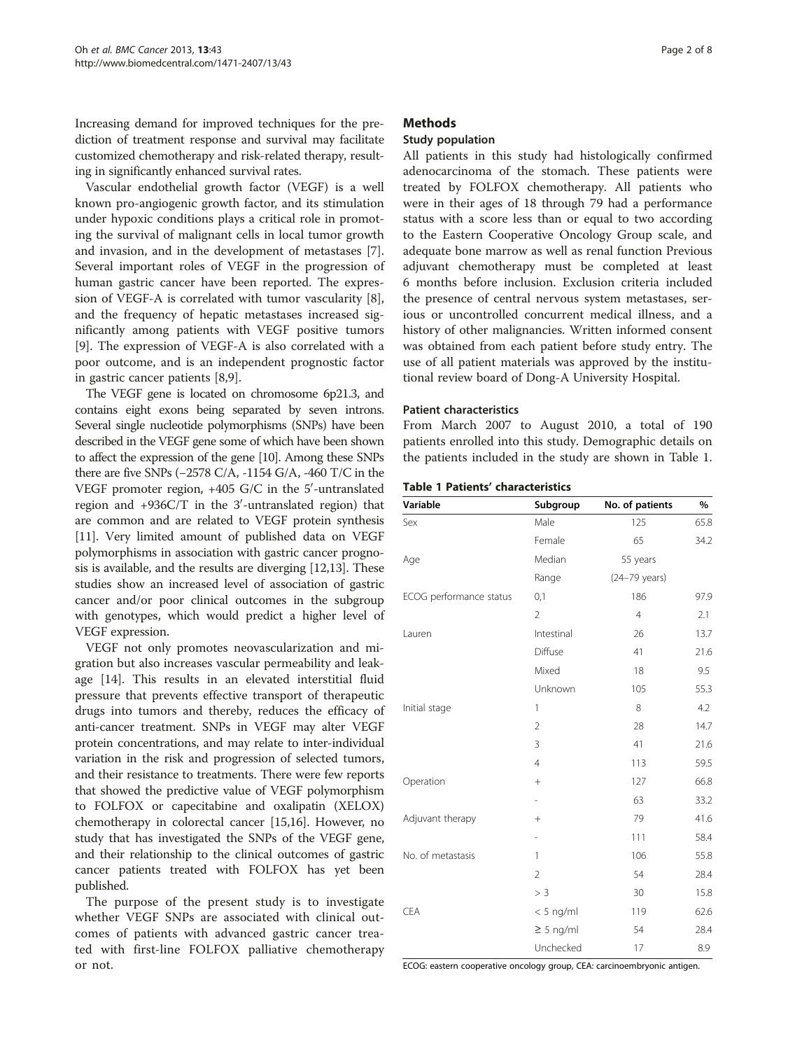Increasing demand for improved techniques for the prediction of treatment response and survival may facilitate customized chemotherapy and risk-related therapy, resulting in significantly enhanced survival rates.

Vascular endothelial growth factor (VEGF) is a well known pro-angiogenic growth factor, and its stimulation under hypoxic conditions plays a critical role in promoting the survival of malignant cells in local tumor growth and invasion, and in the development of metastases [7]. Several important roles of VEGF in the progression of human gastric cancer have been reported. The expression of VEGF-A is correlated with tumor vascularity [8], and the frequency of hepatic metastases increased significantly among patients with VEGF positive tumors [9]. The expression of VEGF-A is also correlated with a poor outcome, and is an independent prognostic factor in gastric cancer patients [8,9].

The VEGF gene is located on chromosome 6p21.3, and contains eight exons being separated by seven introns. Several single nucleotide polymorphisms (SNPs) have been described in the VEGF gene some of which have been shown to affect the expression of the gene [10]. Among these SNPs there are five SNPs (−2578 C/A, -1154 G/A, -460 T/C in the VEGF promoter region, +405 G/C in the 5′-untranslated region and +936C/T in the 3′-untranslated region) that are common and are related to VEGF protein synthesis [11]. Very limited amount of published data on VEGF polymorphisms in association with gastric cancer prognosis is available, and the results are diverging [12,13]. These studies show an increased level of association of gastric cancer and/or poor clinical outcomes in the subgroup with genotypes, which would predict a higher level of VEGF expression.

VEGF not only promotes neovascularization and migration but also increases vascular permeability and leakage [14]. This results in an elevated interstitial fluid pressure that prevents effective transport of therapeutic drugs into tumors and thereby, reduces the efficacy of anti-cancer treatment. SNPs in VEGF may alter VEGF protein concentrations, and may relate to inter-individual variation in the risk and progression of selected tumors, and their resistance to treatments. There were few reports that showed the predictive value of VEGF polymorphism to FOLFOX or capecitabine and oxalipatin (XELOX) chemotherapy in colorectal cancer [15,16]. However, no study that has investigated the SNPs of the VEGF gene, and their relationship to the clinical outcomes of gastric cancer patients treated with FOLFOX has yet been published.

The purpose of the present study is to investigate whether VEGF SNPs are associated with clinical outcomes of patients with advanced gastric cancer treated with first-line FOLFOX palliative chemotherapy or not.

## Methods

### Study population

All patients in this study had histologically confirmed adenocarcinoma of the stomach. These patients were treated by FOLFOX chemotherapy. All patients who were in their ages of 18 through 79 had a performance status with a score less than or equal to two according to the Eastern Cooperative Oncology Group scale, and adequate bone marrow as well as renal function Previous adjuvant chemotherapy must be completed at least 6 months before inclusion. Exclusion criteria included the presence of central nervous system metastases, serious or uncontrolled concurrent medical illness, and a history of other malignancies. Written informed consent was obtained from each patient before study entry. The use of all patient materials was approved by the institutional review board of Dong-A University Hospital.

### Patient characteristics

From March 2007 to August 2010, a total of 190 patients enrolled into this study. Demographic details on the patients included in the study are shown in Table 1.

**Table 1 Patients' characteristics**

| Variable | Subgroup | No. of patients | % |
|---|---|---|---|
| Sex | Male | 125 | 65.8 |
| | Female | 65 | 34.2 |
| Age | Median | 55 years | |
| | Range | (24–79 years) | |
| ECOG performance status | 0,1 | 186 | 97.9 |
| | 2 | 4 | 2.1 |
| Lauren | Intestinal | 26 | 13.7 |
| | Diffuse | 41 | 21.6 |
| | Mixed | 18 | 9.5 |
| | Unknown | 105 | 55.3 |
| Initial stage | 1 | 8 | 4.2 |
| | 2 | 28 | 14.7 |
| | 3 | 41 | 21.6 |
| | 4 | 113 | 59.5 |
| Operation | + | 127 | 66.8 |
| | - | 63 | 33.2 |
| Adjuvant therapy | + | 79 | 41.6 |
| | - | 111 | 58.4 |
| No. of metastasis | 1 | 106 | 55.8 |
| | 2 | 54 | 28.4 |
| | > 3 | 30 | 15.8 |
| CEA | < 5 ng/ml | 119 | 62.6 |
| | ≥ 5 ng/ml | 54 | 28.4 |
| | Unchecked | 17 | 8.9 |

ECOG: eastern cooperative oncology group, CEA: carcinoembryonic antigen.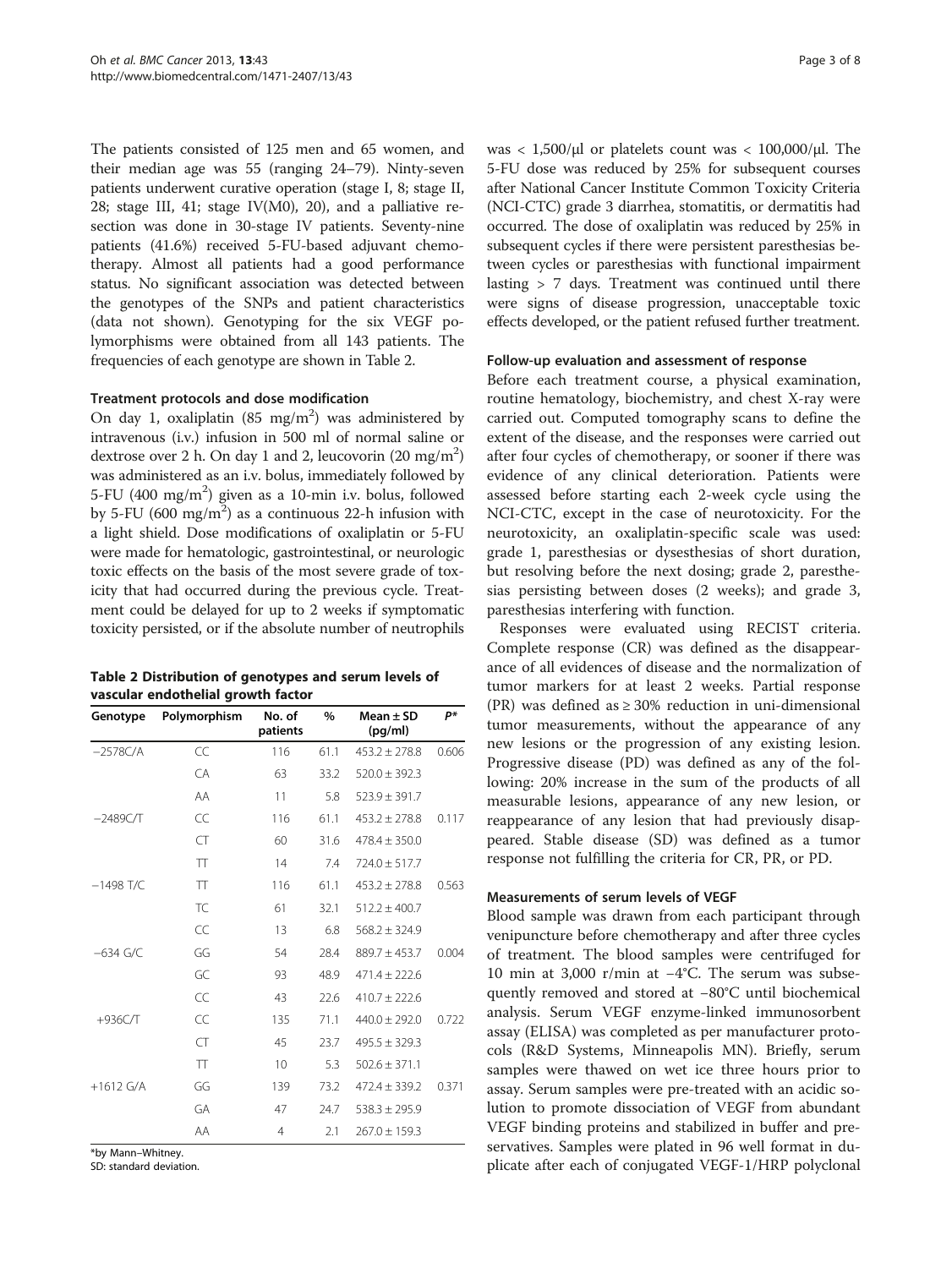The patients consisted of 125 men and 65 women, and their median age was 55 (ranging 24–79). Ninty-seven patients underwent curative operation (stage I, 8; stage II, 28; stage III, 41; stage IV(M0), 20), and a palliative resection was done in 30-stage IV patients. Seventy-nine patients (41.6%) received 5-FU-based adjuvant chemotherapy. Almost all patients had a good performance status. No significant association was detected between the genotypes of the SNPs and patient characteristics (data not shown). Genotyping for the six VEGF polymorphisms were obtained from all 143 patients. The frequencies of each genotype are shown in Table 2.

### Treatment protocols and dose modification

On day 1, oxaliplatin (85 mg/m$^2$) was administered by intravenous (i.v.) infusion in 500 ml of normal saline or dextrose over 2 h. On day 1 and 2, leucovorin (20 mg/m$^2$) was administered as an i.v. bolus, immediately followed by 5-FU (400 mg/m$^2$) given as a 10-min i.v. bolus, followed by 5-FU (600 mg/m$^2$) as a continuous 22-h infusion with a light shield. Dose modifications of oxaliplatin or 5-FU were made for hematologic, gastrointestinal, or neurologic toxic effects on the basis of the most severe grade of toxicity that had occurred during the previous cycle. Treatment could be delayed for up to 2 weeks if symptomatic toxicity persisted, or if the absolute number of neutrophils was < 1,500/μl or platelets count was < 100,000/μl. The 5-FU dose was reduced by 25% for subsequent courses after National Cancer Institute Common Toxicity Criteria (NCI-CTC) grade 3 diarrhea, stomatitis, or dermatitis had occurred. The dose of oxaliplatin was reduced by 25% in subsequent cycles if there were persistent paresthesias between cycles or paresthesias with functional impairment lasting > 7 days. Treatment was continued until there were signs of disease progression, unacceptable toxic effects developed, or the patient refused further treatment.

**Table 2 Distribution of genotypes and serum levels of vascular endothelial growth factor**

| Genotype | Polymorphism | No. of patients | % | Mean ± SD (pg/ml) | P* |
|---|---|---|---|---|---|
| −2578C/A | CC | 116 | 61.1 | 453.2 ± 278.8 | 0.606 |
| | CA | 63 | 33.2 | 520.0 ± 392.3 | |
| | AA | 11 | 5.8 | 523.9 ± 391.7 | |
| −2489C/T | CC | 116 | 61.1 | 453.2 ± 278.8 | 0.117 |
| | CT | 60 | 31.6 | 478.4 ± 350.0 | |
| | TT | 14 | 7.4 | 724.0 ± 517.7 | |
| −1498 T/C | TT | 116 | 61.1 | 453.2 ± 278.8 | 0.563 |
| | TC | 61 | 32.1 | 512.2 ± 400.7 | |
| | CC | 13 | 6.8 | 568.2 ± 324.9 | |
| −634 G/C | GG | 54 | 28.4 | 889.7 ± 453.7 | 0.004 |
| | GC | 93 | 48.9 | 471.4 ± 222.6 | |
| | CC | 43 | 22.6 | 410.7 ± 222.6 | |
| +936C/T | CC | 135 | 71.1 | 440.0 ± 292.0 | 0.722 |
| | CT | 45 | 23.7 | 495.5 ± 329.3 | |
| | TT | 10 | 5.3 | 502.6 ± 371.1 | |
| +1612 G/A | GG | 139 | 73.2 | 472.4 ± 339.2 | 0.371 |
| | GA | 47 | 24.7 | 538.3 ± 295.9 | |
| | AA | 4 | 2.1 | 267.0 ± 159.3 | |

*by Mann–Whitney.
SD: standard deviation.

### Follow-up evaluation and assessment of response

Before each treatment course, a physical examination, routine hematology, biochemistry, and chest X-ray were carried out. Computed tomography scans to define the extent of the disease, and the responses were carried out after four cycles of chemotherapy, or sooner if there was evidence of any clinical deterioration. Patients were assessed before starting each 2-week cycle using the NCI-CTC, except in the case of neurotoxicity. For the neurotoxicity, an oxaliplatin-specific scale was used: grade 1, paresthesias or dysesthesias of short duration, but resolving before the next dosing; grade 2, paresthesias persisting between doses (2 weeks); and grade 3, paresthesias interfering with function.

Responses were evaluated using RECIST criteria. Complete response (CR) was defined as the disappearance of all evidences of disease and the normalization of tumor markers for at least 2 weeks. Partial response (PR) was defined as ≥ 30% reduction in uni-dimensional tumor measurements, without the appearance of any new lesions or the progression of any existing lesion. Progressive disease (PD) was defined as any of the following: 20% increase in the sum of the products of all measurable lesions, appearance of any new lesion, or reappearance of any lesion that had previously disappeared. Stable disease (SD) was defined as a tumor response not fulfilling the criteria for CR, PR, or PD.

### Measurements of serum levels of VEGF

Blood sample was drawn from each participant through venipuncture before chemotherapy and after three cycles of treatment. The blood samples were centrifuged for 10 min at 3,000 r/min at −4°C. The serum was subsequently removed and stored at −80°C until biochemical analysis. Serum VEGF enzyme-linked immunosorbent assay (ELISA) was completed as per manufacturer protocols (R&D Systems, Minneapolis MN). Briefly, serum samples were thawed on wet ice three hours prior to assay. Serum samples were pre-treated with an acidic solution to promote dissociation of VEGF from abundant VEGF binding proteins and stabilized in buffer and preservatives. Samples were plated in 96 well format in duplicate after each of conjugated VEGF-1/HRP polyclonal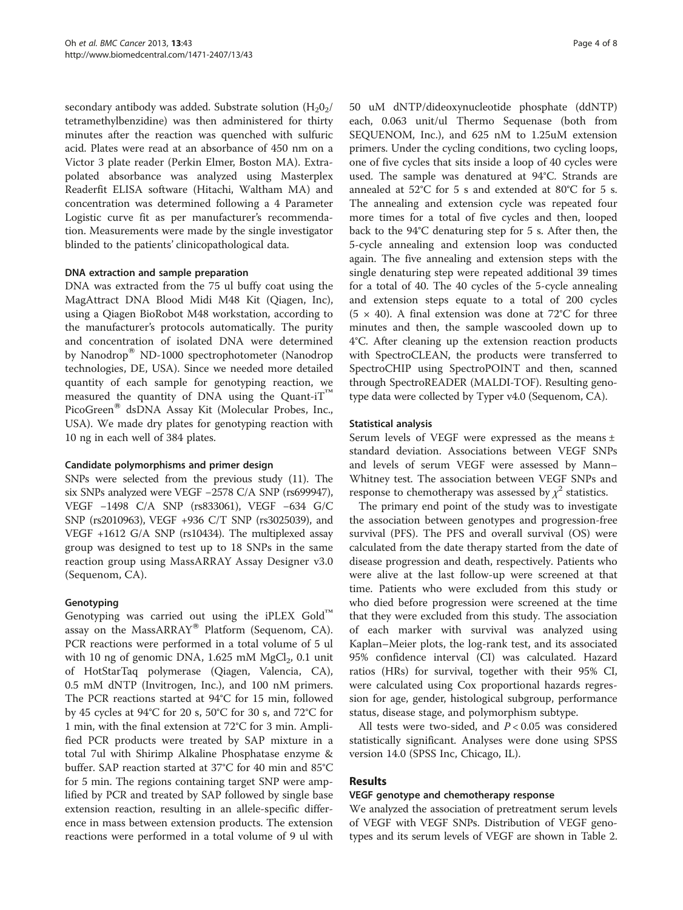secondary antibody was added. Substrate solution ($H_2O_2$/tetramethylbenzidine) was then administered for thirty minutes after the reaction was quenched with sulfuric acid. Plates were read at an absorbance of 450 nm on a Victor 3 plate reader (Perkin Elmer, Boston MA). Extrapolated absorbance was analyzed using Masterplex Readerfit ELISA software (Hitachi, Waltham MA) and concentration was determined following a 4 Parameter Logistic curve fit as per manufacturer's recommendation. Measurements were made by the single investigator blinded to the patients' clinicopathological data.

#### DNA extraction and sample preparation

DNA was extracted from the 75 ul buffy coat using the MagAttract DNA Blood Midi M48 Kit (Qiagen, Inc), using a Qiagen BioRobot M48 workstation, according to the manufacturer's protocols automatically. The purity and concentration of isolated DNA were determined by Nanodrop® ND-1000 spectrophotometer (Nanodrop technologies, DE, USA). Since we needed more detailed quantity of each sample for genotyping reaction, we measured the quantity of DNA using the Quant-iT™ PicoGreen® dsDNA Assay Kit (Molecular Probes, Inc., USA). We made dry plates for genotyping reaction with 10 ng in each well of 384 plates.

#### Candidate polymorphisms and primer design

SNPs were selected from the previous study (11). The six SNPs analyzed were VEGF −2578 C/A SNP (rs699947), VEGF −1498 C/A SNP (rs833061), VEGF −634 G/C SNP (rs2010963), VEGF +936 C/T SNP (rs3025039), and VEGF +1612 G/A SNP (rs10434). The multiplexed assay group was designed to test up to 18 SNPs in the same reaction group using MassARRAY Assay Designer v3.0 (Sequenom, CA).

#### Genotyping

Genotyping was carried out using the iPLEX Gold™ assay on the MassARRAY® Platform (Sequenom, CA). PCR reactions were performed in a total volume of 5 ul with 10 ng of genomic DNA, 1.625 mM $MgCl_2$, 0.1 unit of HotStarTaq polymerase (Qiagen, Valencia, CA), 0.5 mM dNTP (Invitrogen, Inc.), and 100 nM primers. The PCR reactions started at 94°C for 15 min, followed by 45 cycles at 94°C for 20 s, 50°C for 30 s, and 72°C for 1 min, with the final extension at 72°C for 3 min. Amplified PCR products were treated by SAP mixture in a total 7ul with Shirimp Alkaline Phosphatase enzyme & buffer. SAP reaction started at 37°C for 40 min and 85°C for 5 min. The regions containing target SNP were amplified by PCR and treated by SAP followed by single base extension reaction, resulting in an allele-specific difference in mass between extension products. The extension reactions were performed in a total volume of 9 ul with 50 uM dNTP/dideoxynucleotide phosphate (ddNTP) each, 0.063 unit/ul Thermo Sequenase (both from SEQUENOM, Inc.), and 625 nM to 1.25uM extension primers. Under the cycling conditions, two cycling loops, one of five cycles that sits inside a loop of 40 cycles were used. The sample was denatured at 94°C. Strands are annealed at 52°C for 5 s and extended at 80°C for 5 s. The annealing and extension cycle was repeated four more times for a total of five cycles and then, looped back to the 94°C denaturing step for 5 s. After then, the 5-cycle annealing and extension loop was conducted again. The five annealing and extension steps with the single denaturing step were repeated additional 39 times for a total of 40. The 40 cycles of the 5-cycle annealing and extension steps equate to a total of 200 cycles ($5 \times 40$). A final extension was done at 72°C for three minutes and then, the sample wascooled down up to 4°C. After cleaning up the extension reaction products with SpectroCLEAN, the products were transferred to SpectroCHIP using SpectroPOINT and then, scanned through SpectroREADER (MALDI-TOF). Resulting genotype data were collected by Typer v4.0 (Sequenom, CA).

#### Statistical analysis

Serum levels of VEGF were expressed as the means ± standard deviation. Associations between VEGF SNPs and levels of serum VEGF were assessed by Mann–Whitney test. The association between VEGF SNPs and response to chemotherapy was assessed by $\chi^2$ statistics.

The primary end point of the study was to investigate the association between genotypes and progression-free survival (PFS). The PFS and overall survival (OS) were calculated from the date therapy started from the date of disease progression and death, respectively. Patients who were alive at the last follow-up were screened at that time. Patients who were excluded from this study or who died before progression were screened at the time that they were excluded from this study. The association of each marker with survival was analyzed using Kaplan–Meier plots, the log-rank test, and its associated 95% confidence interval (CI) was calculated. Hazard ratios (HRs) for survival, together with their 95% CI, were calculated using Cox proportional hazards regression for age, gender, histological subgroup, performance status, disease stage, and polymorphism subtype.

All tests were two-sided, and $P < 0.05$ was considered statistically significant. Analyses were done using SPSS version 14.0 (SPSS Inc, Chicago, IL).

## Results

#### VEGF genotype and chemotherapy response

We analyzed the association of pretreatment serum levels of VEGF with VEGF SNPs. Distribution of VEGF genotypes and its serum levels of VEGF are shown in Table 2.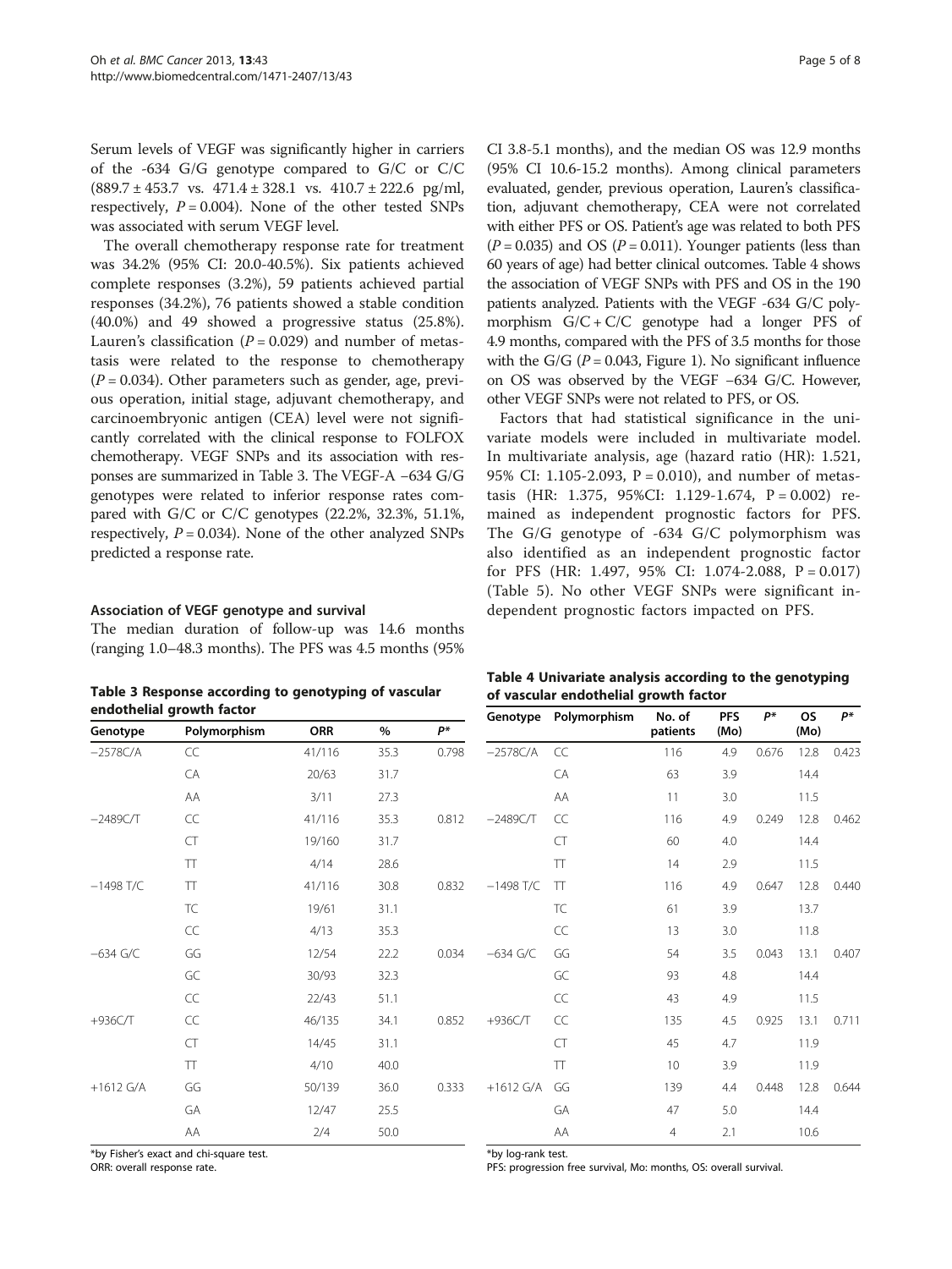Serum levels of VEGF was significantly higher in carriers of the -634 G/G genotype compared to G/C or C/C (889.7 ± 453.7 vs. 471.4 ± 328.1 vs. 410.7 ± 222.6 pg/ml, respectively, $P = 0.004$). None of the other tested SNPs was associated with serum VEGF level.

The overall chemotherapy response rate for treatment was 34.2% (95% CI: 20.0-40.5%). Six patients achieved complete responses (3.2%), 59 patients achieved partial responses (34.2%), 76 patients showed a stable condition (40.0%) and 49 showed a progressive status (25.8%). Lauren's classification ($P = 0.029$) and number of metastasis were related to the response to chemotherapy ($P = 0.034$). Other parameters such as gender, age, previous operation, initial stage, adjuvant chemotherapy, and carcinoembryonic antigen (CEA) level were not significantly correlated with the clinical response to FOLFOX chemotherapy. VEGF SNPs and its association with responses are summarized in Table 3. The VEGF-A −634 G/G genotypes were related to inferior response rates compared with G/C or C/C genotypes (22.2%, 32.3%, 51.1%, respectively, $P = 0.034$). None of the other analyzed SNPs predicted a response rate.

### Association of VEGF genotype and survival

The median duration of follow-up was 14.6 months (ranging 1.0–48.3 months). The PFS was 4.5 months (95% CI 3.8-5.1 months), and the median OS was 12.9 months (95% CI 10.6-15.2 months). Among clinical parameters evaluated, gender, previous operation, Lauren's classification, adjuvant chemotherapy, CEA were not correlated with either PFS or OS. Patient's age was related to both PFS ($P = 0.035$) and OS ($P = 0.011$). Younger patients (less than 60 years of age) had better clinical outcomes. Table 4 shows the association of VEGF SNPs with PFS and OS in the 190 patients analyzed. Patients with the VEGF -634 G/C polymorphism G/C + C/C genotype had a longer PFS of 4.9 months, compared with the PFS of 3.5 months for those with the G/G ($P = 0.043$, Figure 1). No significant influence on OS was observed by the VEGF −634 G/C. However, other VEGF SNPs were not related to PFS, or OS.

Factors that had statistical significance in the univariate models were included in multivariate model. In multivariate analysis, age (hazard ratio (HR): 1.521, 95% CI: 1.105-2.093, P = 0.010), and number of metastasis (HR: 1.375, 95%CI: 1.129-1.674, P = 0.002) remained as independent prognostic factors for PFS. The G/G genotype of -634 G/C polymorphism was also identified as an independent prognostic factor for PFS (HR: 1.497, 95% CI: 1.074-2.088, P = 0.017) (Table 5). No other VEGF SNPs were significant independent prognostic factors impacted on PFS.

**Table 3 Response according to genotyping of vascular endothelial growth factor**

| Genotype | Polymorphism | ORR | % | P* |
|---|---|---|---|---|
| −2578C/A | CC | 41/116 | 35.3 | 0.798 |
| | CA | 20/63 | 31.7 | |
| | AA | 3/11 | 27.3 | |
| −2489C/T | CC | 41/116 | 35.3 | 0.812 |
| | CT | 19/160 | 31.7 | |
| | TT | 4/14 | 28.6 | |
| −1498 T/C | TT | 41/116 | 30.8 | 0.832 |
| | TC | 19/61 | 31.1 | |
| | CC | 4/13 | 35.3 | |
| −634 G/C | GG | 12/54 | 22.2 | 0.034 |
| | GC | 30/93 | 32.3 | |
| | CC | 22/43 | 51.1 | |
| +936C/T | CC | 46/135 | 34.1 | 0.852 |
| | CT | 14/45 | 31.1 | |
| | TT | 4/10 | 40.0 | |
| +1612 G/A | GG | 50/139 | 36.0 | 0.333 |
| | GA | 12/47 | 25.5 | |
| | AA | 2/4 | 50.0 | |

*by Fisher's exact and chi-square test.
ORR: overall response rate.

**Table 4 Univariate analysis according to the genotyping of vascular endothelial growth factor**

| Genotype | Polymorphism | No. of patients | PFS (Mo) | P* | OS (Mo) | P* |
|---|---|---|---|---|---|---|
| −2578C/A | CC | 116 | 4.9 | 0.676 | 12.8 | 0.423 |
| | CA | 63 | 3.9 | | 14.4 | |
| | AA | 11 | 3.0 | | 11.5 | |
| −2489C/T | CC | 116 | 4.9 | 0.249 | 12.8 | 0.462 |
| | CT | 60 | 4.0 | | 14.4 | |
| | TT | 14 | 2.9 | | 11.5 | |
| −1498 T/C | TT | 116 | 4.9 | 0.647 | 12.8 | 0.440 |
| | TC | 61 | 3.9 | | 13.7 | |
| | CC | 13 | 3.0 | | 11.8 | |
| −634 G/C | GG | 54 | 3.5 | 0.043 | 13.1 | 0.407 |
| | GC | 93 | 4.8 | | 14.4 | |
| | CC | 43 | 4.9 | | 11.5 | |
| +936C/T | CC | 135 | 4.5 | 0.925 | 13.1 | 0.711 |
| | CT | 45 | 4.7 | | 11.9 | |
| | TT | 10 | 3.9 | | 11.9 | |
| +1612 G/A | GG | 139 | 4.4 | 0.448 | 12.8 | 0.644 |
| | GA | 47 | 5.0 | | 14.4 | |
| | AA | 4 | 2.1 | | 10.6 | |

*by log-rank test.
PFS: progression free survival, Mo: months, OS: overall survival.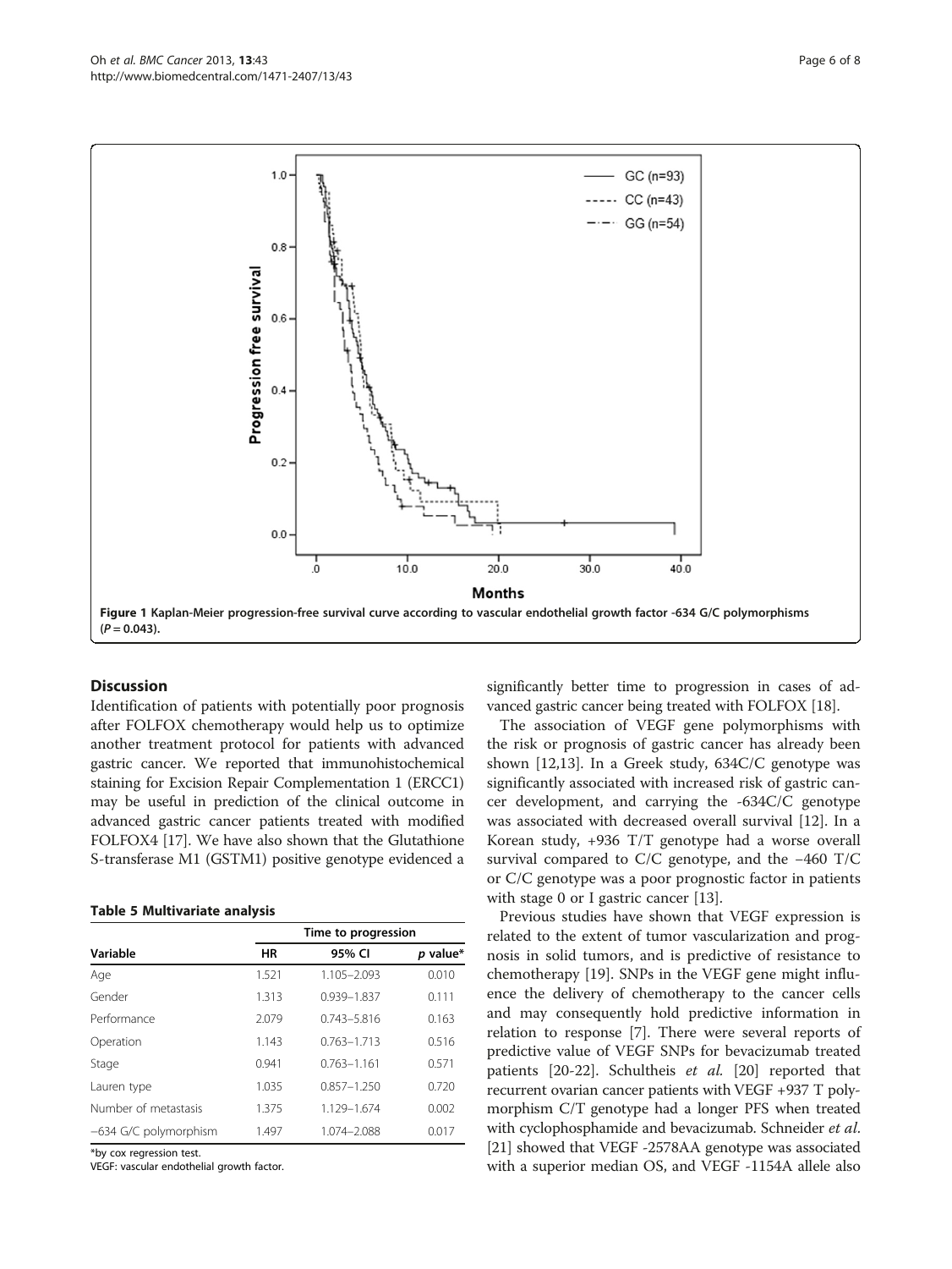Figure 1 Kaplan-Meier progression-free survival curve according to vascular endothelial growth factor -634 G/C polymorphisms ($P = 0.043$).

## Discussion

Identification of patients with potentially poor prognosis after FOLFOX chemotherapy would help us to optimize another treatment protocol for patients with advanced gastric cancer. We reported that immunohistochemical staining for Excision Repair Complementation 1 (ERCC1) may be useful in prediction of the clinical outcome in advanced gastric cancer patients treated with modified FOLFOX4 [17]. We have also shown that the Glutathione S-transferase M1 (GSTM1) positive genotype evidenced a significantly better time to progression in cases of advanced gastric cancer being treated with FOLFOX [18].

**Table 5 Multivariate analysis**

| Variable | Time to progression | | |
|---|---|---|---|
| | HR | 95% CI | *p* value* |
| Age | 1.521 | 1.105–2.093 | 0.010 |
| Gender | 1.313 | 0.939–1.837 | 0.111 |
| Performance | 2.079 | 0.743–5.816 | 0.163 |
| Operation | 1.143 | 0.763–1.713 | 0.516 |
| Stage | 0.941 | 0.763–1.161 | 0.571 |
| Lauren type | 1.035 | 0.857–1.250 | 0.720 |
| Number of metastasis | 1.375 | 1.129–1.674 | 0.002 |
| −634 G/C polymorphism | 1.497 | 1.074–2.088 | 0.017 |

*by cox regression test.
VEGF: vascular endothelial growth factor.

The association of VEGF gene polymorphisms with the risk or prognosis of gastric cancer has already been shown [12,13]. In a Greek study, 634C/C genotype was significantly associated with increased risk of gastric cancer development, and carrying the -634C/C genotype was associated with decreased overall survival [12]. In a Korean study, +936 T/T genotype had a worse overall survival compared to C/C genotype, and the −460 T/C or C/C genotype was a poor prognostic factor in patients with stage 0 or I gastric cancer [13].

Previous studies have shown that VEGF expression is related to the extent of tumor vascularization and prognosis in solid tumors, and is predictive of resistance to chemotherapy [19]. SNPs in the VEGF gene might influence the delivery of chemotherapy to the cancer cells and may consequently hold predictive information in relation to response [7]. There were several reports of predictive value of VEGF SNPs for bevacizumab treated patients [20-22]. Schultheis *et al.* [20] reported that recurrent ovarian cancer patients with VEGF +937 T polymorphism C/T genotype had a longer PFS when treated with cyclophosphamide and bevacizumab. Schneider *et al.* [21] showed that VEGF -2578AA genotype was associated with a superior median OS, and VEGF -1154A allele also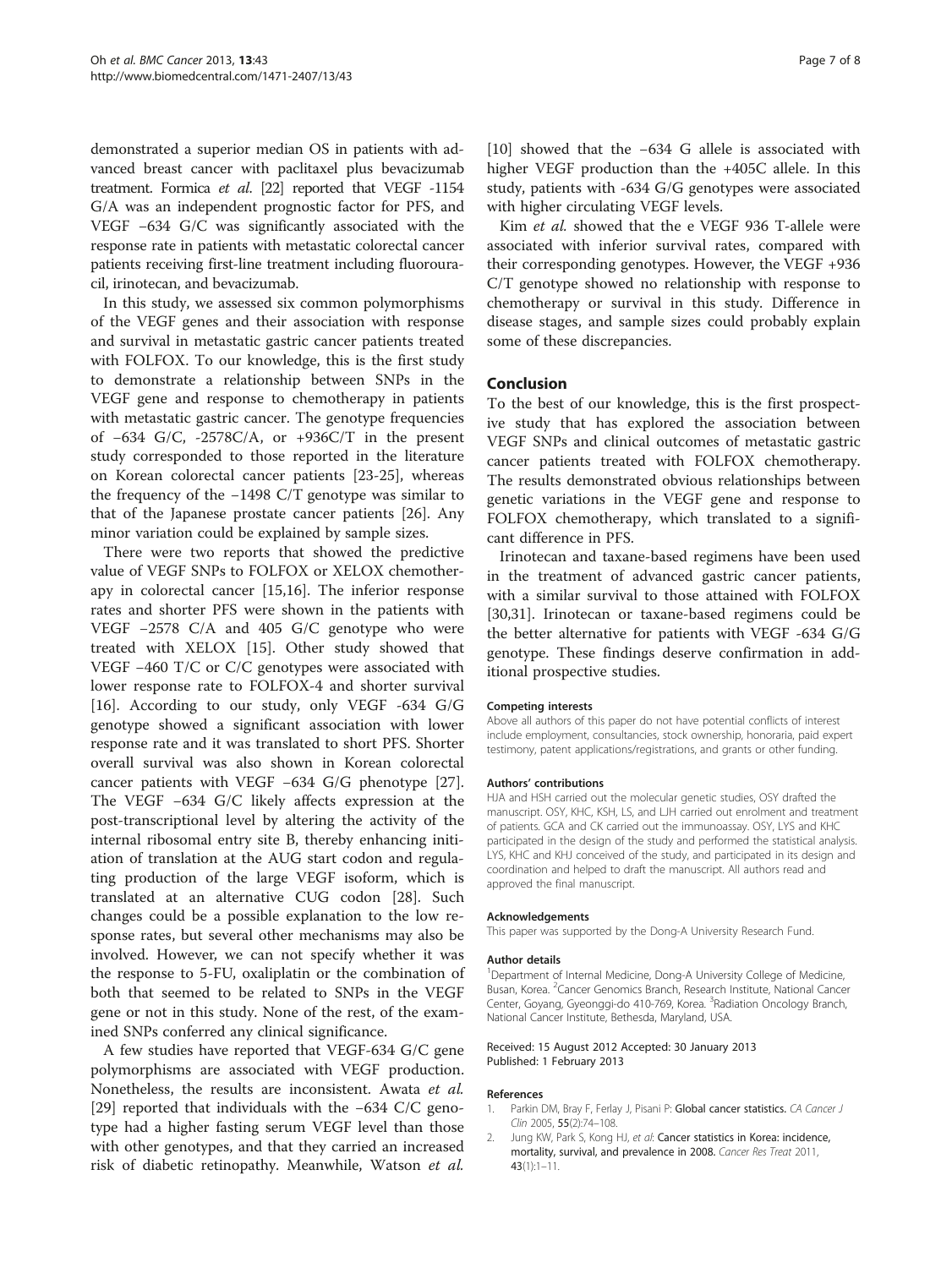demonstrated a superior median OS in patients with advanced breast cancer with paclitaxel plus bevacizumab treatment. Formica *et al.* [22] reported that VEGF -1154 G/A was an independent prognostic factor for PFS, and VEGF −634 G/C was significantly associated with the response rate in patients with metastatic colorectal cancer patients receiving first-line treatment including fluorouracil, irinotecan, and bevacizumab.

In this study, we assessed six common polymorphisms of the VEGF genes and their association with response and survival in metastatic gastric cancer patients treated with FOLFOX. To our knowledge, this is the first study to demonstrate a relationship between SNPs in the VEGF gene and response to chemotherapy in patients with metastatic gastric cancer. The genotype frequencies of −634 G/C, -2578C/A, or +936C/T in the present study corresponded to those reported in the literature on Korean colorectal cancer patients [23-25], whereas the frequency of the −1498 C/T genotype was similar to that of the Japanese prostate cancer patients [26]. Any minor variation could be explained by sample sizes.

There were two reports that showed the predictive value of VEGF SNPs to FOLFOX or XELOX chemotherapy in colorectal cancer [15,16]. The inferior response rates and shorter PFS were shown in the patients with VEGF −2578 C/A and 405 G/C genotype who were treated with XELOX [15]. Other study showed that VEGF −460 T/C or C/C genotypes were associated with lower response rate to FOLFOX-4 and shorter survival [16]. According to our study, only VEGF -634 G/G genotype showed a significant association with lower response rate and it was translated to short PFS. Shorter overall survival was also shown in Korean colorectal cancer patients with VEGF −634 G/G phenotype [27]. The VEGF −634 G/C likely affects expression at the post-transcriptional level by altering the activity of the internal ribosomal entry site B, thereby enhancing initiation of translation at the AUG start codon and regulating production of the large VEGF isoform, which is translated at an alternative CUG codon [28]. Such changes could be a possible explanation to the low response rates, but several other mechanisms may also be involved. However, we can not specify whether it was the response to 5-FU, oxaliplatin or the combination of both that seemed to be related to SNPs in the VEGF gene or not in this study. None of the rest, of the examined SNPs conferred any clinical significance.

A few studies have reported that VEGF-634 G/C gene polymorphisms are associated with VEGF production. Nonetheless, the results are inconsistent. Awata *et al.* [29] reported that individuals with the −634 C/C genotype had a higher fasting serum VEGF level than those with other genotypes, and that they carried an increased risk of diabetic retinopathy. Meanwhile, Watson *et al.* [10] showed that the −634 G allele is associated with higher VEGF production than the +405C allele. In this study, patients with -634 G/G genotypes were associated with higher circulating VEGF levels.

Kim *et al.* showed that the e VEGF 936 T-allele were associated with inferior survival rates, compared with their corresponding genotypes. However, the VEGF +936 C/T genotype showed no relationship with response to chemotherapy or survival in this study. Difference in disease stages, and sample sizes could probably explain some of these discrepancies.

## Conclusion

To the best of our knowledge, this is the first prospective study that has explored the association between VEGF SNPs and clinical outcomes of metastatic gastric cancer patients treated with FOLFOX chemotherapy. The results demonstrated obvious relationships between genetic variations in the VEGF gene and response to FOLFOX chemotherapy, which translated to a significant difference in PFS.

Irinotecan and taxane-based regimens have been used in the treatment of advanced gastric cancer patients, with a similar survival to those attained with FOLFOX [30,31]. Irinotecan or taxane-based regimens could be the better alternative for patients with VEGF -634 G/G genotype. These findings deserve confirmation in additional prospective studies.

#### Competing interests

Above all authors of this paper do not have potential conflicts of interest include employment, consultancies, stock ownership, honoraria, paid expert testimony, patent applications/registrations, and grants or other funding.

#### Authors' contributions

HJA and HSH carried out the molecular genetic studies, OSY drafted the manuscript. OSY, KHC, KSH, LS, and LJH carried out enrolment and treatment of patients. GCA and CK carried out the immunoassay. OSY, LYS and KHC participated in the design of the study and performed the statistical analysis. LYS, KHC and KHJ conceived of the study, and participated in its design and coordination and helped to draft the manuscript. All authors read and approved the final manuscript.

#### Acknowledgements

This paper was supported by the Dong-A University Research Fund.

#### Author details

[1]Department of Internal Medicine, Dong-A University College of Medicine, Busan, Korea. [2]Cancer Genomics Branch, Research Institute, National Cancer Center, Goyang, Gyeonggi-do 410-769, Korea. [3]Radiation Oncology Branch, National Cancer Institute, Bethesda, Maryland, USA.

Received: 15 August 2012 Accepted: 30 January 2013
Published: 1 February 2013

#### References

1. Parkin DM, Bray F, Ferlay J, Pisani P: **Global cancer statistics.** *CA Cancer J Clin* 2005, **55**(2):74–108.
2. Jung KW, Park S, Kong HJ, *et al*: **Cancer statistics in Korea: incidence, mortality, survival, and prevalence in 2008.** *Cancer Res Treat* 2011, **43**(1):1–11.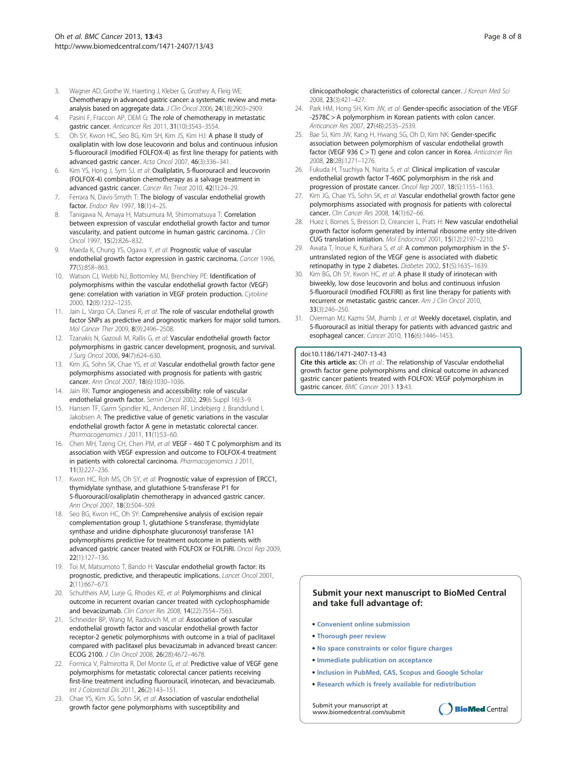3. Wagner AD, Grothe W, Haerting J, Kleber G, Grothey A, Fleig WE: **Chemotherapy in advanced gastric cancer: a systematic review and meta-analysis based on aggregate data.** *J Clin Oncol* 2006, **24**(18):2903–2909.
4. Pasini F, Fraccon AP, DEM G: **The role of chemotherapy in metastatic gastric cancer.** *Anticancer Res* 2011, **31**(10):3543–3554.
5. Oh SY, Kwon HC, Seo BG, Kim SH, Kim JS, Kim HJ: **A phase II study of oxaliplatin with low dose leucovorin and bolus and continuous infusion 5-fluorouracil (modified FOLFOX-4) as first line therapy for patients with advanced gastric cancer.** *Acta Oncol* 2007, **46**(3):336–341.
6. Kim YS, Hong J, Sym SJ, *et al*: **Oxaliplatin, 5-fluorouracil and leucovorin (FOLFOX-4) combination chemotherapy as a salvage treatment in advanced gastric cancer.** *Cancer Res Treat* 2010, **42**(1):24–29.
7. Ferrara N, Davis-Smyth T: **The biology of vascular endothelial growth factor.** *Endocr Rev* 1997, **18**(1):4–25.
8. Tanigawa N, Amaya H, Matsumura M, Shimomatsuya T: **Correlation between expression of vascular endothelial growth factor and tumor vascularity, and patient outcome in human gastric carcinoma.** *J Clin Oncol* 1997, **15**(2):826–832.
9. Maeda K, Chung YS, Ogawa Y, *et al*: **Prognostic value of vascular endothelial growth factor expression in gastric carcinoma.** *Cancer* 1996, **77**(5):858–863.
10. Watson CJ, Webb NJ, Bottomley MJ, Brenchley PE: **Identification of polymorphisms within the vascular endothelial growth factor (VEGF) gene: correlation with variation in VEGF protein production.** *Cytokine* 2000, **12**(8):1232–1235.
11. Jain L, Vargo CA, Danesi R, *et al*: **The role of vascular endothelial growth factor SNPs as predictive and prognostic markers for major solid tumors.** *Mol Cancer Ther* 2009, **8**(9):2496–2508.
12. Tzanakis N, Gazouli M, Rallis G, *et al*: **Vascular endothelial growth factor polymorphisms in gastric cancer development, prognosis, and survival.** *J Surg Oncol* 2006, **94**(7):624–630.
13. Kim JG, Sohn SK, Chae YS, *et al*: **Vascular endothelial growth factor gene polymorphisms associated with prognosis for patients with gastric cancer.** *Ann Oncol* 2007, **18**(6):1030–1036.
14. Jain RK: **Tumor angiogenesis and accessibility: role of vascular endothelial growth factor.** *Semin Oncol* 2002, **29**(6 Suppl 16):3–9.
15. Hansen TF, Garm Spindler KL, Andersen RF, Lindebjerg J, Brandslund I, Jakobsen A: **The predictive value of genetic variations in the vascular endothelial growth factor A gene in metastatic colorectal cancer.** *Pharmacogenomics J* 2011, **11**(1):53–60.
16. Chen MH, Tzeng CH, Chen PM, *et al*: **VEGF - 460 T C polymorphism and its association with VEGF expression and outcome to FOLFOX-4 treatment in patients with colorectal carcinoma.** *Pharmacogenomics J* 2011, **11**(3):227–236.
17. Kwon HC, Roh MS, Oh SY, *et al*: **Prognostic value of expression of ERCC1, thymidylate synthase, and glutathione S-transferase P1 for 5-fluorouracil/oxaliplatin chemotherapy in advanced gastric cancer.** *Ann Oncol* 2007, **18**(3):504–509.
18. Seo BG, Kwon HC, Oh SY: **Comprehensive analysis of excision repair complementation group 1, glutathione S-transferase, thymidylate synthase and uridine diphosphate glucuronosyl transferase 1A1 polymorphisms predictive for treatment outcome in patients with advanced gastric cancer treated with FOLFOX or FOLFIRI.** *Oncol Rep* 2009, **22**(1):127–136.
19. Toi M, Matsumoto T, Bando H: **Vascular endothelial growth factor: its prognostic, predictive, and therapeutic implications.** *Lancet Oncol* 2001, **2**(11):667–673.
20. Schultheis AM, Lurje G, Rhodes KE, *et al*: **Polymorphisms and clinical outcome in recurrent ovarian cancer treated with cyclophosphamide and bevacizumab.** *Clin Cancer Res* 2008, **14**(22):7554–7563.
21. Schneider BP, Wang M, Radovich M, *et al*: **Association of vascular endothelial growth factor and vascular endothelial growth factor receptor-2 genetic polymorphisms with outcome in a trial of paclitaxel compared with paclitaxel plus bevacizumab in advanced breast cancer: ECOG 2100.** *J Clin Oncol* 2008, **26**(28):4672–4678.
22. Formica V, Palmirotta R, Del Monte G, *et al*: **Predictive value of VEGF gene polymorphisms for metastatic colorectal cancer patients receiving first-line treatment including fluorouracil, irinotecan, and bevacizumab.** *Int J Colorectal Dis* 2011, **26**(2):143–151.
23. Chae YS, Kim JG, Sohn SK, *et al*: **Association of vascular endothelial growth factor gene polymorphisms with susceptibility and clinicopathologic characteristics of colorectal cancer.** *J Korean Med Sci* 2008, **23**(3):421–427.
24. Park HM, Hong SH, Kim JW, *et al*: **Gender-specific association of the VEGF -2578C > A polymorphism in Korean patients with colon cancer.** *Anticancer Res* 2007, **27**(4B):2535–2539.
25. Bae SJ, Kim JW, Kang H, Hwang SG, Oh D, Kim NK: **Gender-specific association between polymorphism of vascular endothelial growth factor (VEGF 936 C > T) gene and colon cancer in Korea.** *Anticancer Res* 2008, **28**(2B):1271–1276.
26. Fukuda H, Tsuchiya N, Narita S, *et al*: **Clinical implication of vascular endothelial growth factor T-460C polymorphism in the risk and progression of prostate cancer.** *Oncol Rep* 2007, **18**(5):1155–1163.
27. Kim JG, Chae YS, Sohn SK, *et al*: **Vascular endothelial growth factor gene polymorphisms associated with prognosis for patients with colorectal cancer.** *Clin Cancer Res* 2008, **14**(1):62–66.
28. Huez I, Bornes S, Bresson D, Creancier L, Prats H: **New vascular endothelial growth factor isoform generated by internal ribosome entry site-driven CUG translation initiation.** *Mol Endocrinol* 2001, **15**(12):2197–2210.
29. Awata T, Inoue K, Kurihara S, *et al*: **A common polymorphism in the 5'-untranslated region of the VEGF gene is associated with diabetic retinopathy in type 2 diabetes.** *Diabetes* 2002, **51**(5):1635–1639.
30. Kim BG, Oh SY, Kwon HC, *et al*: **A phase II study of irinotecan with biweekly, low dose leucovorin and bolus and continuous infusion 5-fluorouracil (modified FOLFIRI) as first line therapy for patients with recurrent or metastatic gastric cancer.** *Am J Clin Oncol* 2010, **33**(3):246–250.
31. Overman MJ, Kazmi SM, Jhamb J, *et al*: **Weekly docetaxel, cisplatin, and 5-fluorouracil as initial therapy for patients with advanced gastric and esophageal cancer.** *Cancer* 2010, **116**(6):1446–1453.

doi:10.1186/1471-2407-13-43

**Cite this article as:** Oh *et al*.: The relationship of Vascular endothelial growth factor gene polymorphisms and clinical outcome in advanced gastric cancer patients treated with FOLFOX: VEGF polymorphism in gastric cancer. *BMC Cancer* 2013 **13**:43.

**Submit your next manuscript to BioMed Central and take full advantage of:**

- **Convenient online submission**
- **Thorough peer review**
- **No space constraints or color figure charges**
- **Immediate publication on acceptance**
- **Inclusion in PubMed, CAS, Scopus and Google Scholar**
- **Research which is freely available for redistribution**

Submit your manuscript at www.biomedcentral.com/submit

BioMed Central